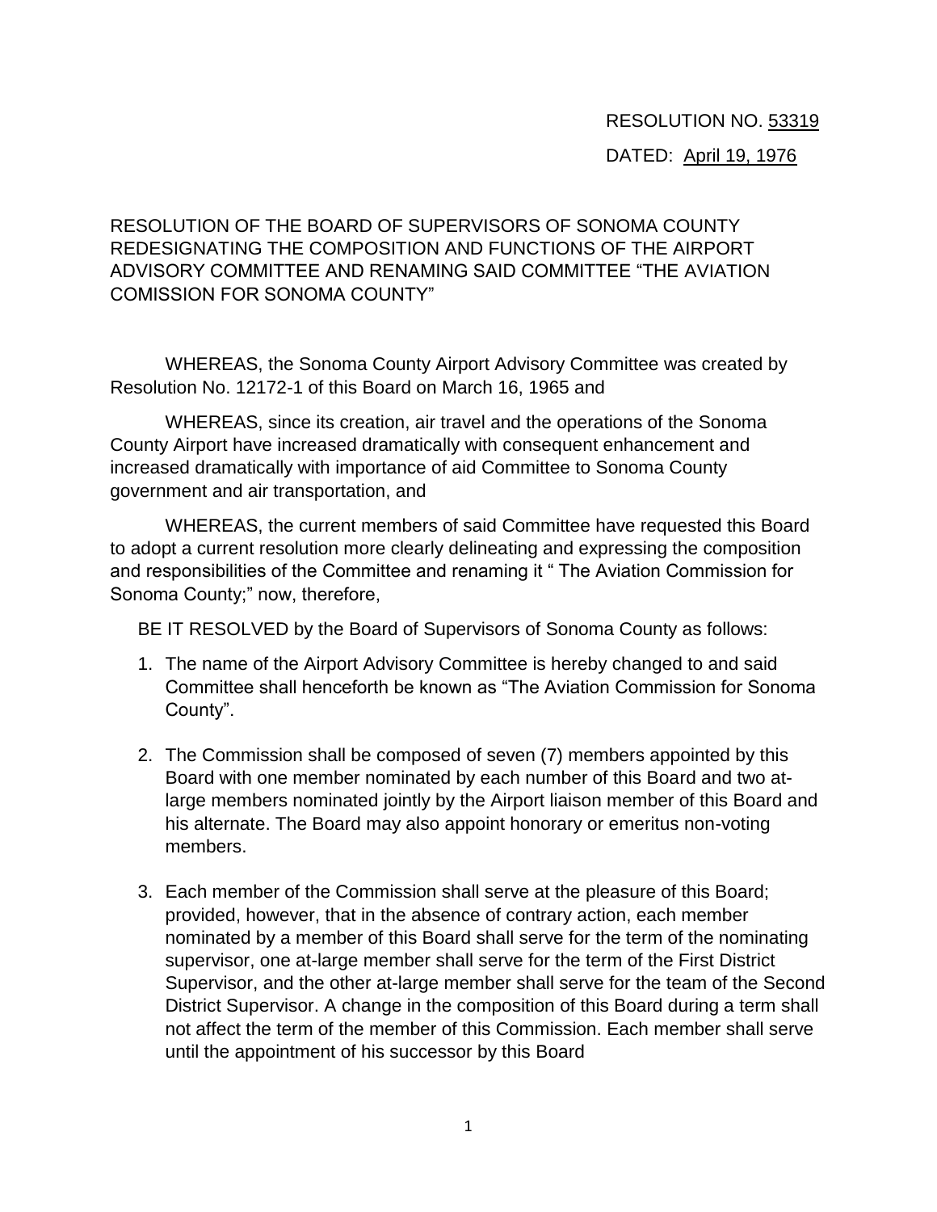RESOLUTION NO. 53319

DATED: April 19, 1976

RESOLUTION OF THE BOARD OF SUPERVISORS OF SONOMA COUNTY REDESIGNATING THE COMPOSITION AND FUNCTIONS OF THE AIRPORT ADVISORY COMMITTEE AND RENAMING SAID COMMITTEE "THE AVIATION COMISSION FOR SONOMA COUNTY"

WHEREAS, the Sonoma County Airport Advisory Committee was created by Resolution No. 12172-1 of this Board on March 16, 1965 and

WHEREAS, since its creation, air travel and the operations of the Sonoma County Airport have increased dramatically with consequent enhancement and increased dramatically with importance of aid Committee to Sonoma County government and air transportation, and

WHEREAS, the current members of said Committee have requested this Board to adopt a current resolution more clearly delineating and expressing the composition and responsibilities of the Committee and renaming it " The Aviation Commission for Sonoma County;" now, therefore,

BE IT RESOLVED by the Board of Supervisors of Sonoma County as follows:

1. The name of the Airport Advisory Committee is hereby changed to and said Committee shall henceforth be known as "The Aviation Commission for Sonoma County".

2. The Commission shall be composed of seven (7) members appointed by this Board with one member nominated by each number of this Board and two at-large members nominated jointly by the Airport liaison member of this Board and his alternate. The Board may also appoint honorary or emeritus non-voting members.

3. Each member of the Commission shall serve at the pleasure of this Board; provided, however, that in the absence of contrary action, each member nominated by a member of this Board shall serve for the term of the nominating supervisor, one at-large member shall serve for the term of the First District Supervisor, and the other at-large member shall serve for the team of the Second District Supervisor. A change in the composition of this Board during a term shall not affect the term of the member of this Commission. Each member shall serve until the appointment of his successor by this Board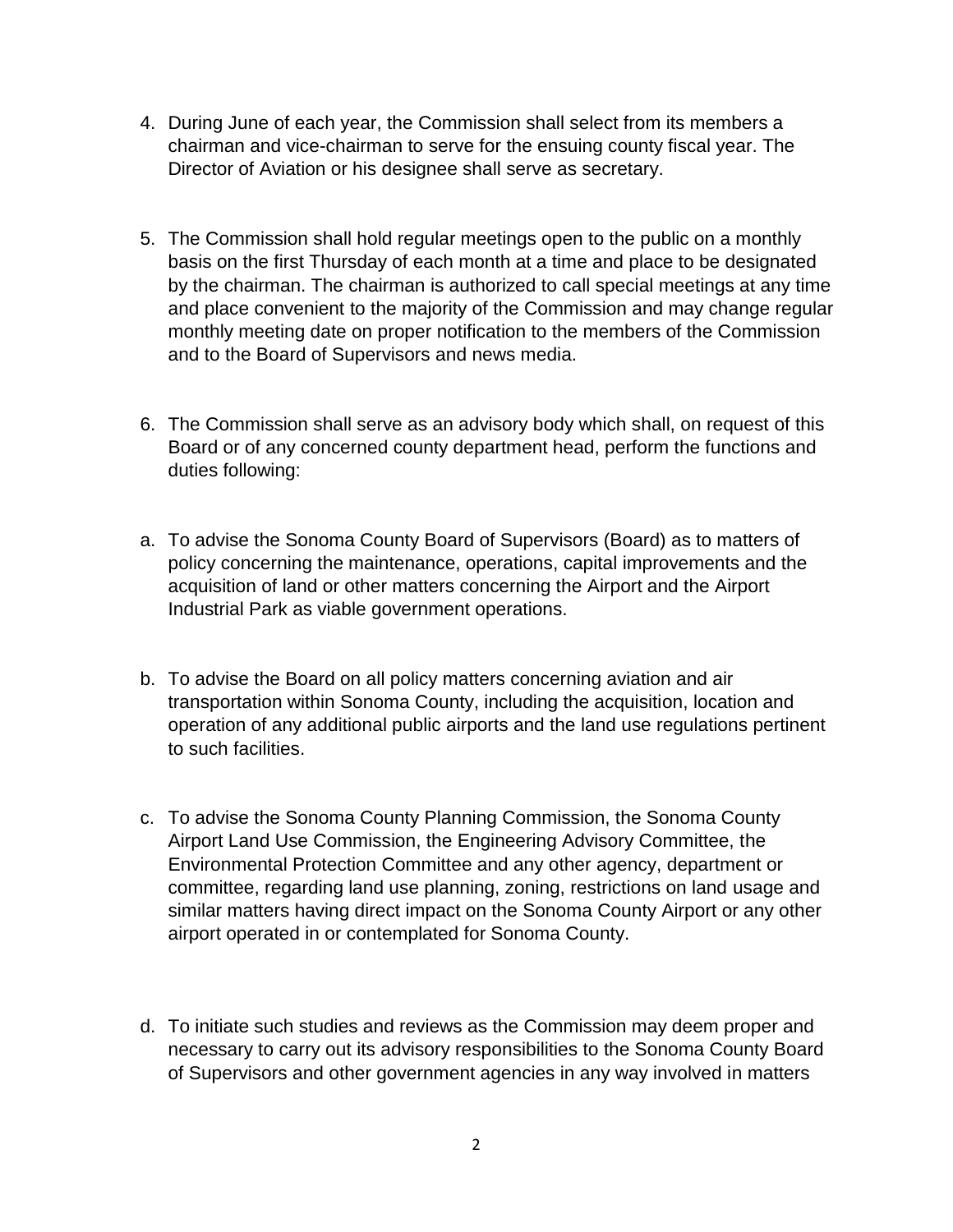4. During June of each year, the Commission shall select from its members a chairman and vice-chairman to serve for the ensuing county fiscal year. The Director of Aviation or his designee shall serve as secretary.

5. The Commission shall hold regular meetings open to the public on a monthly basis on the first Thursday of each month at a time and place to be designated by the chairman. The chairman is authorized to call special meetings at any time and place convenient to the majority of the Commission and may change regular monthly meeting date on proper notification to the members of the Commission and to the Board of Supervisors and news media.

6. The Commission shall serve as an advisory body which shall, on request of this Board or of any concerned county department head, perform the functions and duties following:

a. To advise the Sonoma County Board of Supervisors (Board) as to matters of policy concerning the maintenance, operations, capital improvements and the acquisition of land or other matters concerning the Airport and the Airport Industrial Park as viable government operations.

b. To advise the Board on all policy matters concerning aviation and air transportation within Sonoma County, including the acquisition, location and operation of any additional public airports and the land use regulations pertinent to such facilities.

c. To advise the Sonoma County Planning Commission, the Sonoma County Airport Land Use Commission, the Engineering Advisory Committee, the Environmental Protection Committee and any other agency, department or committee, regarding land use planning, zoning, restrictions on land usage and similar matters having direct impact on the Sonoma County Airport or any other airport operated in or contemplated for Sonoma County.

d. To initiate such studies and reviews as the Commission may deem proper and necessary to carry out its advisory responsibilities to the Sonoma County Board of Supervisors and other government agencies in any way involved in matters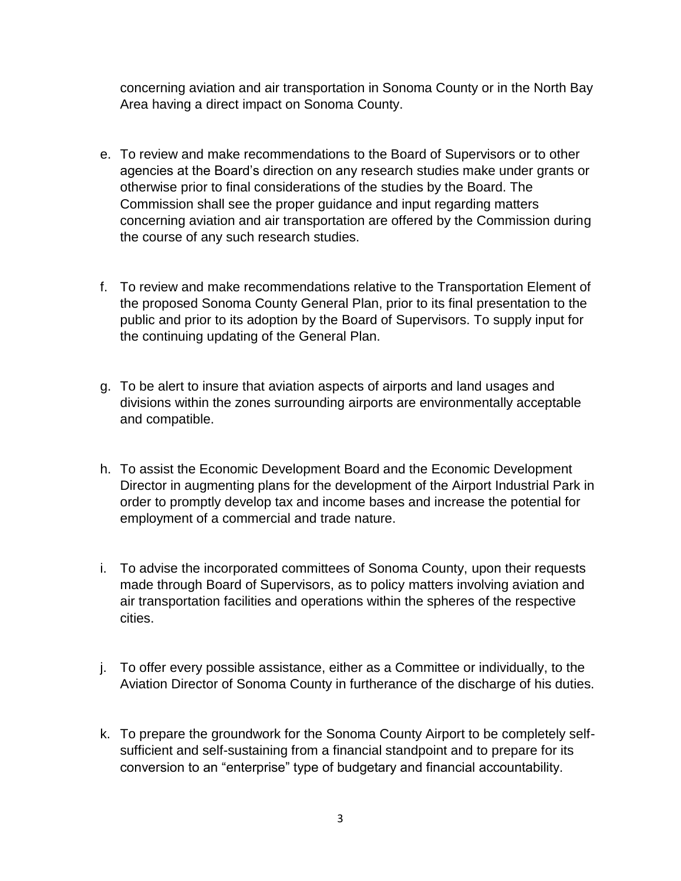concerning aviation and air transportation in Sonoma County or in the North Bay Area having a direct impact on Sonoma County.

e. To review and make recommendations to the Board of Supervisors or to other agencies at the Board's direction on any research studies make under grants or otherwise prior to final considerations of the studies by the Board. The Commission shall see the proper guidance and input regarding matters concerning aviation and air transportation are offered by the Commission during the course of any such research studies.

f. To review and make recommendations relative to the Transportation Element of the proposed Sonoma County General Plan, prior to its final presentation to the public and prior to its adoption by the Board of Supervisors. To supply input for the continuing updating of the General Plan.

g. To be alert to insure that aviation aspects of airports and land usages and divisions within the zones surrounding airports are environmentally acceptable and compatible.

h. To assist the Economic Development Board and the Economic Development Director in augmenting plans for the development of the Airport Industrial Park in order to promptly develop tax and income bases and increase the potential for employment of a commercial and trade nature.

i. To advise the incorporated committees of Sonoma County, upon their requests made through Board of Supervisors, as to policy matters involving aviation and air transportation facilities and operations within the spheres of the respective cities.

j. To offer every possible assistance, either as a Committee or individually, to the Aviation Director of Sonoma County in furtherance of the discharge of his duties.

k. To prepare the groundwork for the Sonoma County Airport to be completely self-sufficient and self-sustaining from a financial standpoint and to prepare for its conversion to an "enterprise" type of budgetary and financial accountability.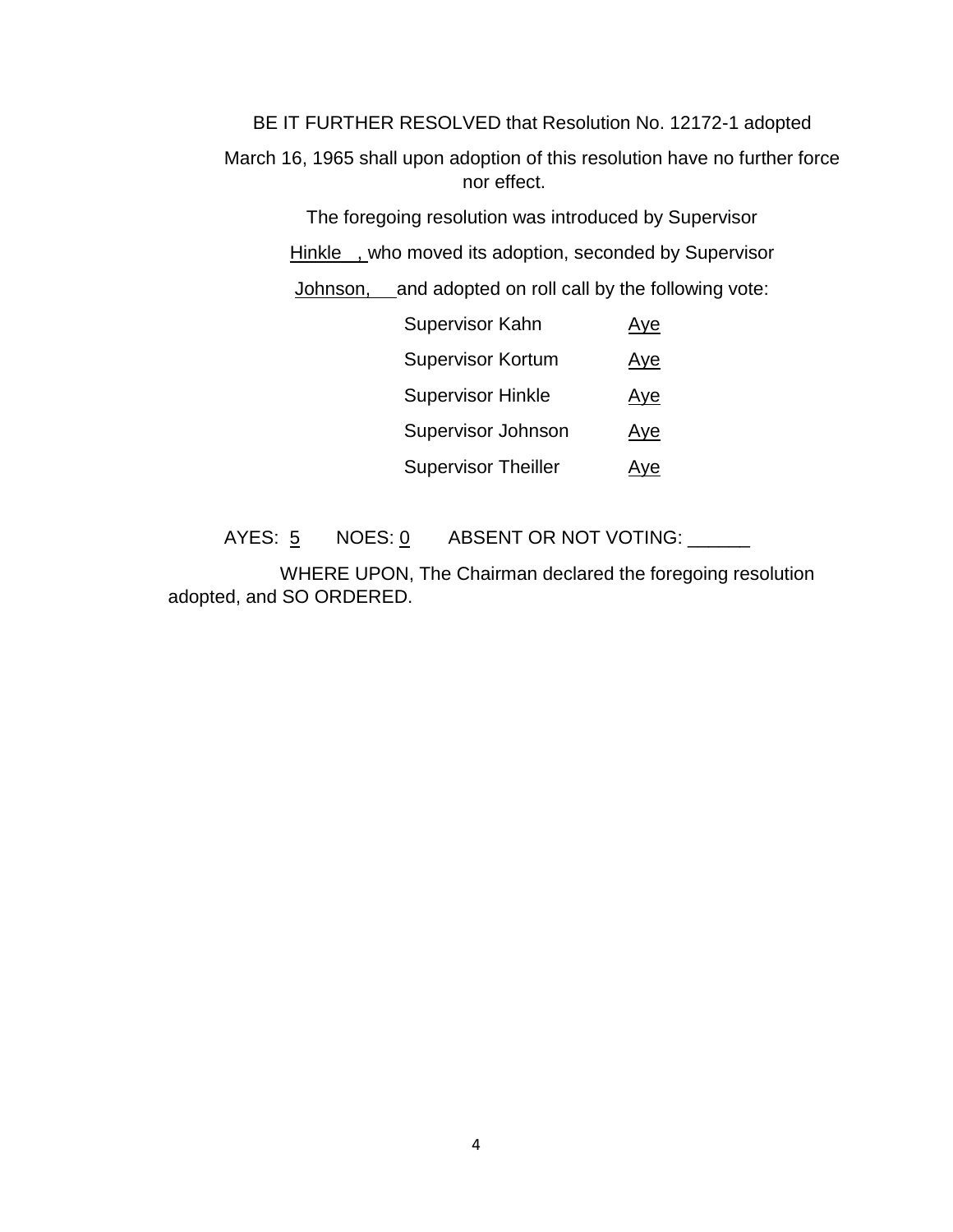BE IT FURTHER RESOLVED that Resolution No. 12172-1 adopted March 16, 1965 shall upon adoption of this resolution have no further force nor effect.

The foregoing resolution was introduced by Supervisor Hinkle, who moved its adoption, seconded by Supervisor Johnson, and adopted on roll call by the following vote:

| | |
|---|---|
| Supervisor Kahn | Aye |
| Supervisor Kortum | Aye |
| Supervisor Hinkle | Aye |
| Supervisor Johnson | Aye |
| Supervisor Theiller | Aye |

AYES: 5 NOES: 0 ABSENT OR NOT VOTING: ______

WHERE UPON, The Chairman declared the foregoing resolution adopted, and SO ORDERED.